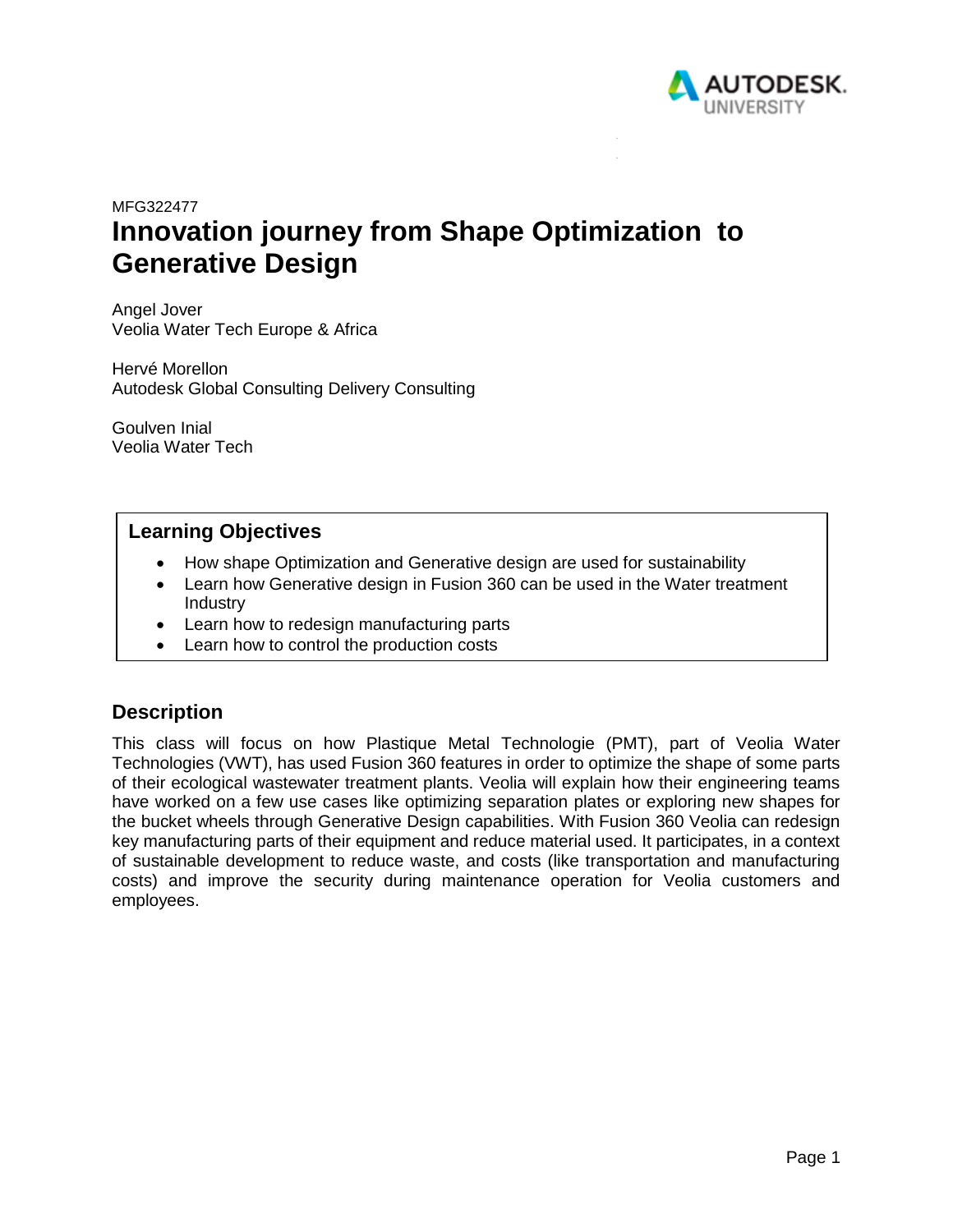MFG322477

# Innovation journey from Shape Optimization to Generative Design

Angel Jover
Veolia Water Tech Europe & Africa

Hervé Morellon
Autodesk Global Consulting Delivery Consulting

Goulven Inial
Veolia Water Tech

## Learning Objectives

- How shape Optimization and Generative design are used for sustainability
- Learn how Generative design in Fusion 360 can be used in the Water treatment Industry
- Learn how to redesign manufacturing parts
- Learn how to control the production costs

## Description

This class will focus on how Plastique Metal Technologie (PMT), part of Veolia Water Technologies (VWT), has used Fusion 360 features in order to optimize the shape of some parts of their ecological wastewater treatment plants. Veolia will explain how their engineering teams have worked on a few use cases like optimizing separation plates or exploring new shapes for the bucket wheels through Generative Design capabilities. With Fusion 360 Veolia can redesign key manufacturing parts of their equipment and reduce material used. It participates, in a context of sustainable development to reduce waste, and costs (like transportation and manufacturing costs) and improve the security during maintenance operation for Veolia customers and employees.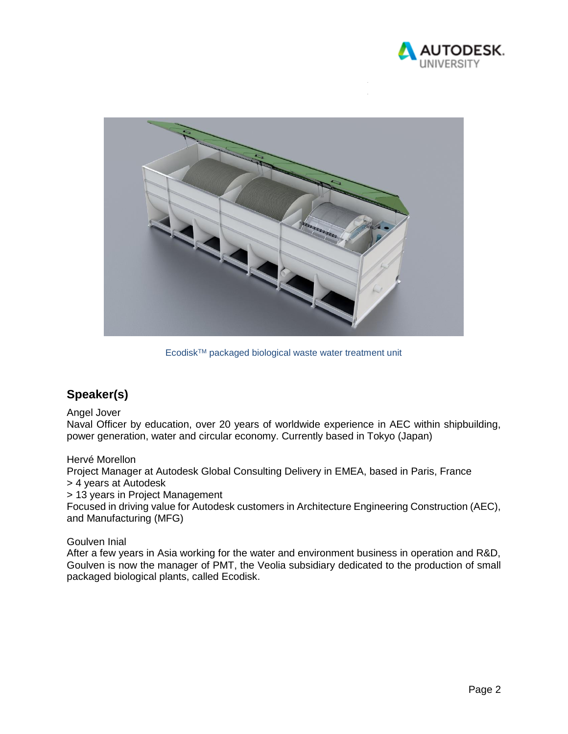Ecodisk™ packaged biological waste water treatment unit

## Speaker(s)

Angel Jover
Naval Officer by education, over 20 years of worldwide experience in AEC within shipbuilding, power generation, water and circular economy. Currently based in Tokyo (Japan)

Hervé Morellon
Project Manager at Autodesk Global Consulting Delivery in EMEA, based in Paris, France
> 4 years at Autodesk
> 13 years in Project Management
Focused in driving value for Autodesk customers in Architecture Engineering Construction (AEC), and Manufacturing (MFG)

Goulven Inial
After a few years in Asia working for the water and environment business in operation and R&D, Goulven is now the manager of PMT, the Veolia subsidiary dedicated to the production of small packaged biological plants, called Ecodisk.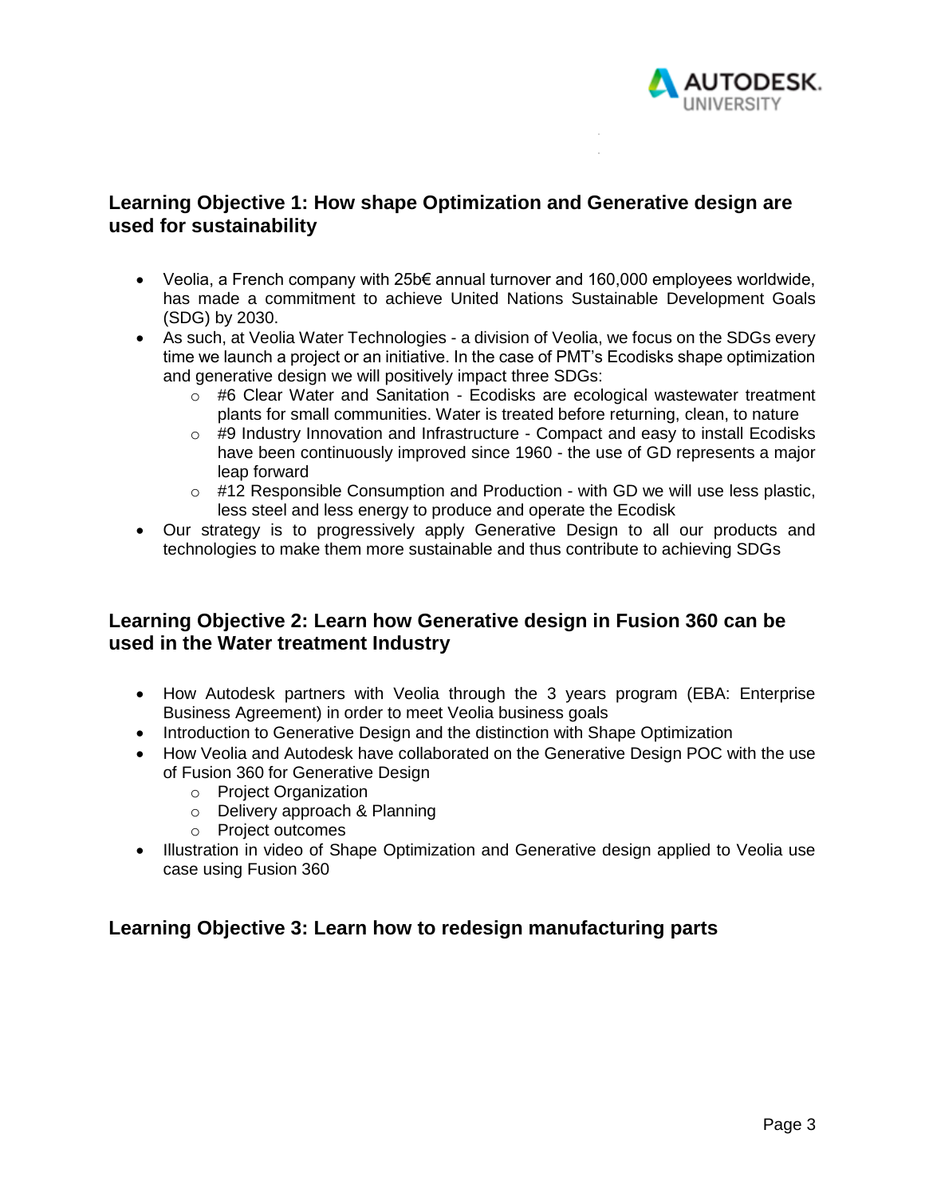## Learning Objective 1: How shape Optimization and Generative design are used for sustainability

- Veolia, a French company with 25b€ annual turnover and 160,000 employees worldwide, has made a commitment to achieve United Nations Sustainable Development Goals (SDG) by 2030.
- As such, at Veolia Water Technologies - a division of Veolia, we focus on the SDGs every time we launch a project or an initiative. In the case of PMT's Ecodisks shape optimization and generative design we will positively impact three SDGs:
  - #6 Clear Water and Sanitation - Ecodisks are ecological wastewater treatment plants for small communities. Water is treated before returning, clean, to nature
  - #9 Industry Innovation and Infrastructure - Compact and easy to install Ecodisks have been continuously improved since 1960 - the use of GD represents a major leap forward
  - #12 Responsible Consumption and Production - with GD we will use less plastic, less steel and less energy to produce and operate the Ecodisk
- Our strategy is to progressively apply Generative Design to all our products and technologies to make them more sustainable and thus contribute to achieving SDGs

## Learning Objective 2: Learn how Generative design in Fusion 360 can be used in the Water treatment Industry

- How Autodesk partners with Veolia through the 3 years program (EBA: Enterprise Business Agreement) in order to meet Veolia business goals
- Introduction to Generative Design and the distinction with Shape Optimization
- How Veolia and Autodesk have collaborated on the Generative Design POC with the use of Fusion 360 for Generative Design
  - Project Organization
  - Delivery approach & Planning
  - Project outcomes
- Illustration in video of Shape Optimization and Generative design applied to Veolia use case using Fusion 360

## Learning Objective 3: Learn how to redesign manufacturing parts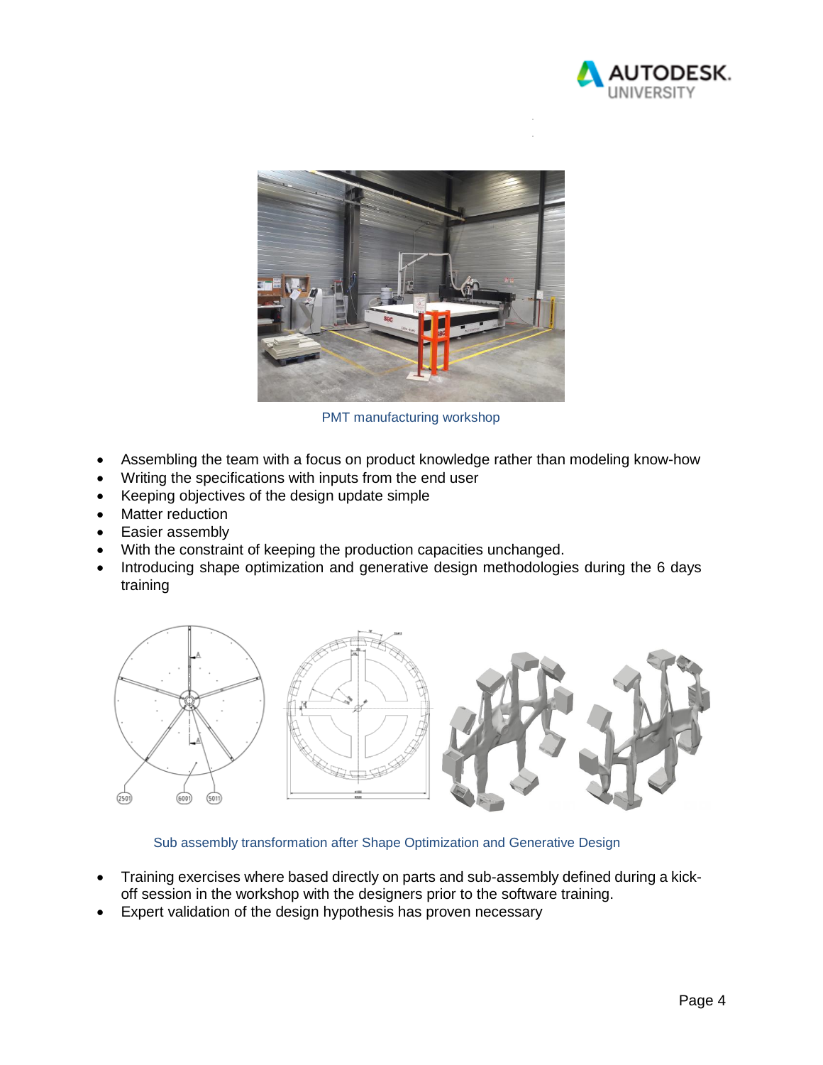PMT manufacturing workshop

- Assembling the team with a focus on product knowledge rather than modeling know-how
- Writing the specifications with inputs from the end user
- Keeping objectives of the design update simple
- Matter reduction
- Easier assembly
- With the constraint of keeping the production capacities unchanged.
- Introducing shape optimization and generative design methodologies during the 6 days training

Sub assembly transformation after Shape Optimization and Generative Design

- Training exercises where based directly on parts and sub-assembly defined during a kick-off session in the workshop with the designers prior to the software training.
- Expert validation of the design hypothesis has proven necessary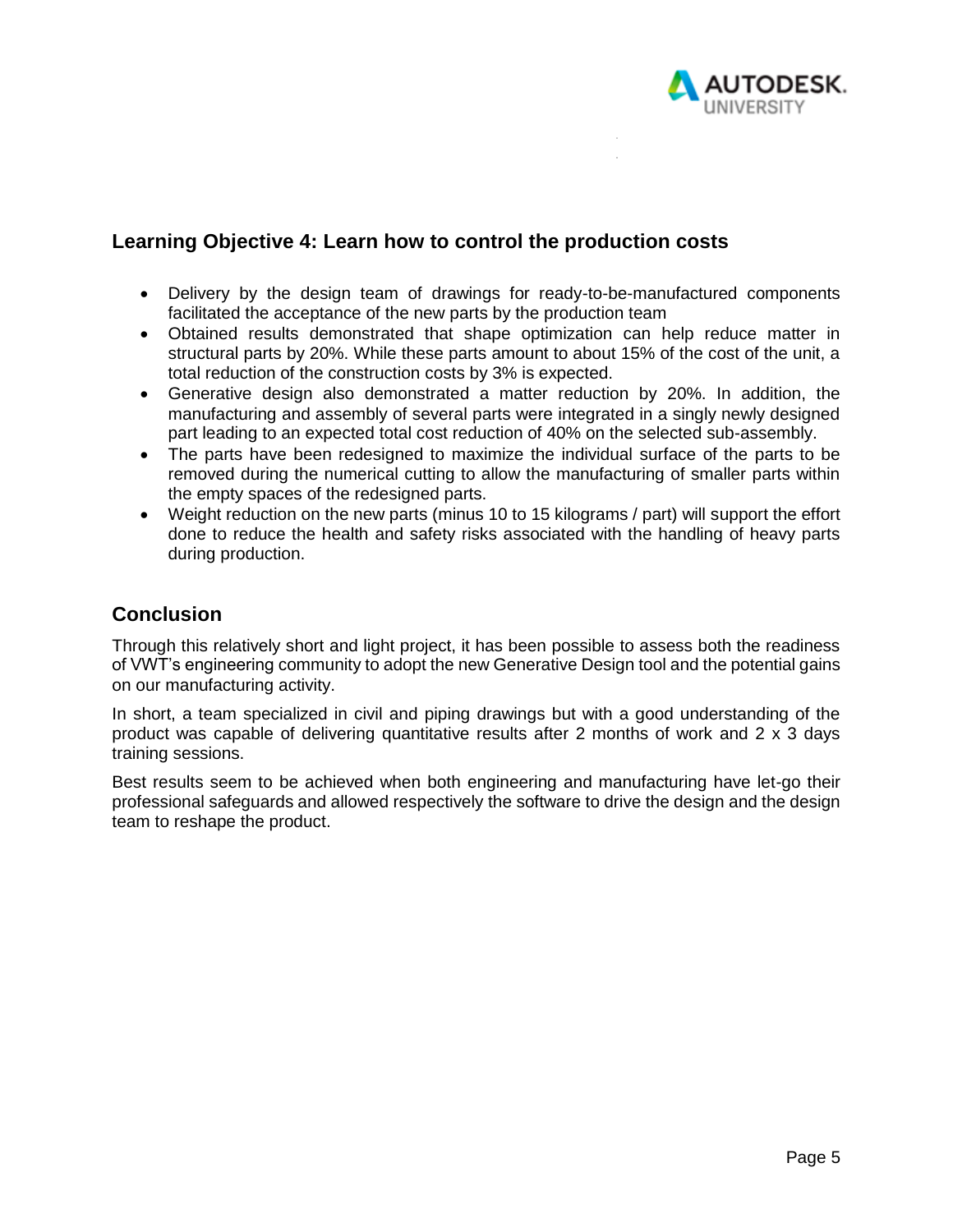## Learning Objective 4: Learn how to control the production costs

- Delivery by the design team of drawings for ready-to-be-manufactured components facilitated the acceptance of the new parts by the production team
- Obtained results demonstrated that shape optimization can help reduce matter in structural parts by 20%. While these parts amount to about 15% of the cost of the unit, a total reduction of the construction costs by 3% is expected.
- Generative design also demonstrated a matter reduction by 20%. In addition, the manufacturing and assembly of several parts were integrated in a singly newly designed part leading to an expected total cost reduction of 40% on the selected sub-assembly.
- The parts have been redesigned to maximize the individual surface of the parts to be removed during the numerical cutting to allow the manufacturing of smaller parts within the empty spaces of the redesigned parts.
- Weight reduction on the new parts (minus 10 to 15 kilograms / part) will support the effort done to reduce the health and safety risks associated with the handling of heavy parts during production.

## Conclusion

Through this relatively short and light project, it has been possible to assess both the readiness of VWT's engineering community to adopt the new Generative Design tool and the potential gains on our manufacturing activity.

In short, a team specialized in civil and piping drawings but with a good understanding of the product was capable of delivering quantitative results after 2 months of work and 2 x 3 days training sessions.

Best results seem to be achieved when both engineering and manufacturing have let-go their professional safeguards and allowed respectively the software to drive the design and the design team to reshape the product.